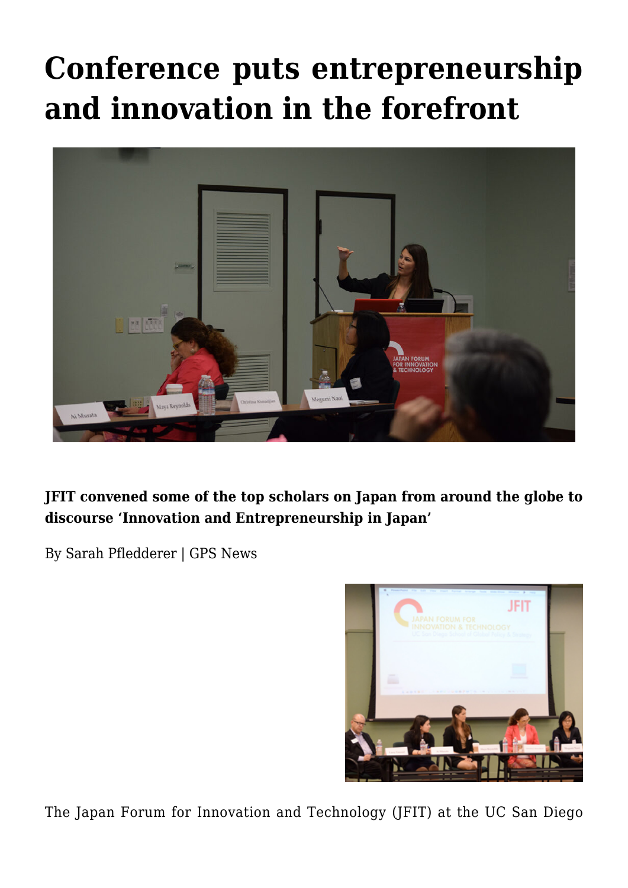# Conference puts entrepreneurship and innovation in the forefront

**JFIT convened some of the top scholars on Japan from around the globe to discourse 'Innovation and Entrepreneurship in Japan'**

By Sarah Pfledderer | GPS News

The Japan Forum for Innovation and Technology (JFIT) at the UC San Diego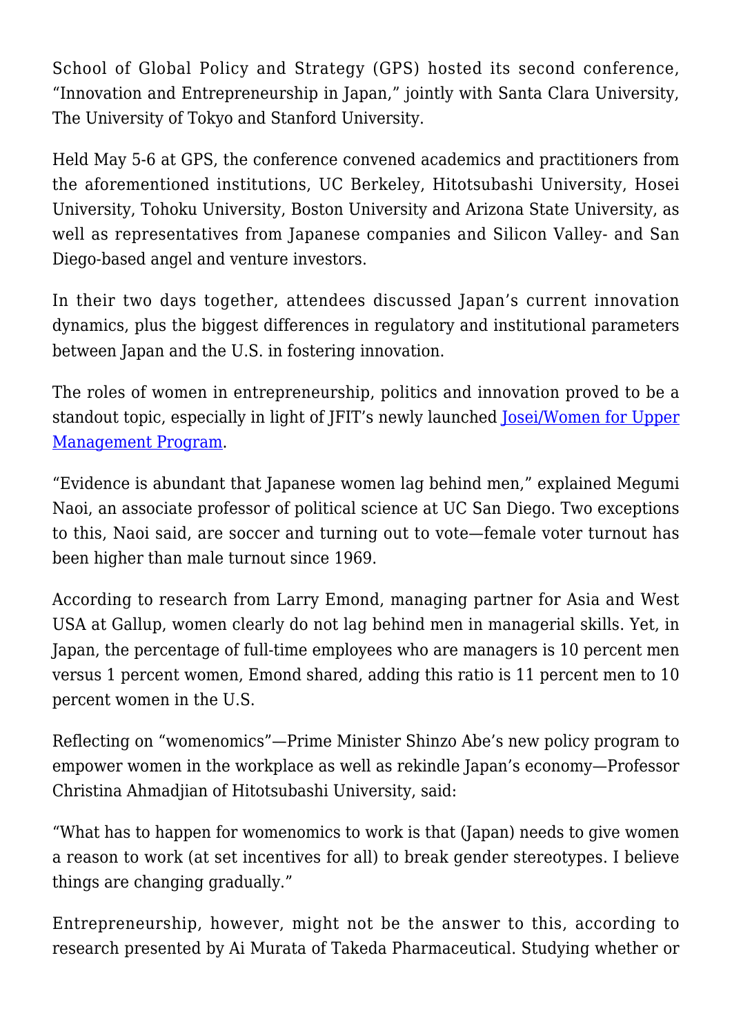School of Global Policy and Strategy (GPS) hosted its second conference, "Innovation and Entrepreneurship in Japan," jointly with Santa Clara University, The University of Tokyo and Stanford University.

Held May 5-6 at GPS, the conference convened academics and practitioners from the aforementioned institutions, UC Berkeley, Hitotsubashi University, Hosei University, Tohoku University, Boston University and Arizona State University, as well as representatives from Japanese companies and Silicon Valley- and San Diego-based angel and venture investors.

In their two days together, attendees discussed Japan's current innovation dynamics, plus the biggest differences in regulatory and institutional parameters between Japan and the U.S. in fostering innovation.

The roles of women in entrepreneurship, politics and innovation proved to be a standout topic, especially in light of JFIT's newly launched Josei/Women for Upper Management Program.

"Evidence is abundant that Japanese women lag behind men," explained Megumi Naoi, an associate professor of political science at UC San Diego. Two exceptions to this, Naoi said, are soccer and turning out to vote—female voter turnout has been higher than male turnout since 1969.

According to research from Larry Emond, managing partner for Asia and West USA at Gallup, women clearly do not lag behind men in managerial skills. Yet, in Japan, the percentage of full-time employees who are managers is 10 percent men versus 1 percent women, Emond shared, adding this ratio is 11 percent men to 10 percent women in the U.S.

Reflecting on "womenomics"—Prime Minister Shinzo Abe's new policy program to empower women in the workplace as well as rekindle Japan's economy—Professor Christina Ahmadjian of Hitotsubashi University, said:

"What has to happen for womenomics to work is that (Japan) needs to give women a reason to work (at set incentives for all) to break gender stereotypes. I believe things are changing gradually."

Entrepreneurship, however, might not be the answer to this, according to research presented by Ai Murata of Takeda Pharmaceutical. Studying whether or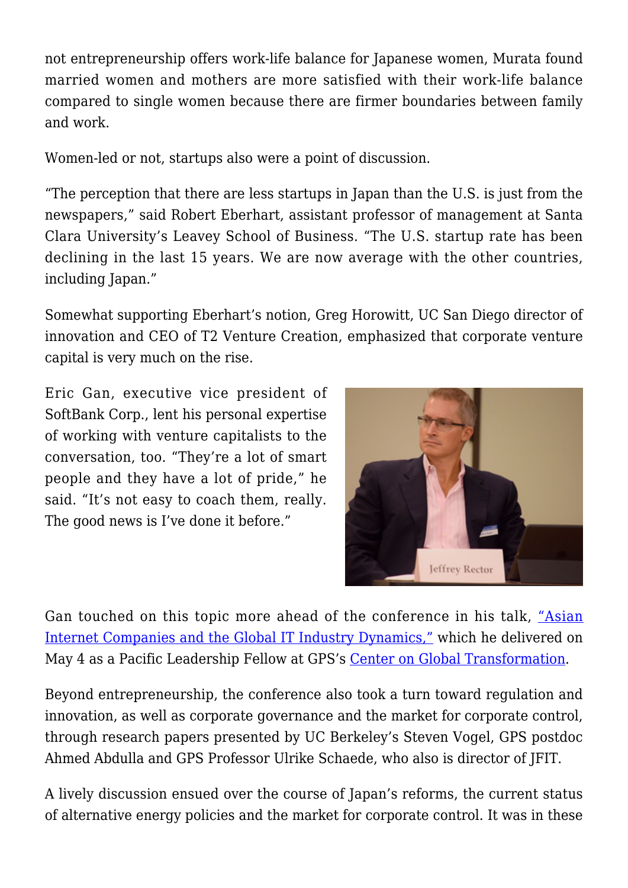not entrepreneurship offers work-life balance for Japanese women, Murata found married women and mothers are more satisfied with their work-life balance compared to single women because there are firmer boundaries between family and work.

Women-led or not, startups also were a point of discussion.

“The perception that there are less startups in Japan than the U.S. is just from the newspapers,” said Robert Eberhart, assistant professor of management at Santa Clara University’s Leavey School of Business. “The U.S. startup rate has been declining in the last 15 years. We are now average with the other countries, including Japan.”

Somewhat supporting Eberhart’s notion, Greg Horowitt, UC San Diego director of innovation and CEO of T2 Venture Creation, emphasized that corporate venture capital is very much on the rise.

Eric Gan, executive vice president of SoftBank Corp., lent his personal expertise of working with venture capitalists to the conversation, too. “They’re a lot of smart people and they have a lot of pride,” he said. “It’s not easy to coach them, really. The good news is I’ve done it before.”

Gan touched on this topic more ahead of the conference in his talk, [“Asian Internet Companies and the Global IT Industry Dynamics,”] which he delivered on May 4 as a Pacific Leadership Fellow at GPS’s [Center on Global Transformation].

Beyond entrepreneurship, the conference also took a turn toward regulation and innovation, as well as corporate governance and the market for corporate control, through research papers presented by UC Berkeley’s Steven Vogel, GPS postdoc Ahmed Abdulla and GPS Professor Ulrike Schaede, who also is director of JFIT.

A lively discussion ensued over the course of Japan’s reforms, the current status of alternative energy policies and the market for corporate control. It was in these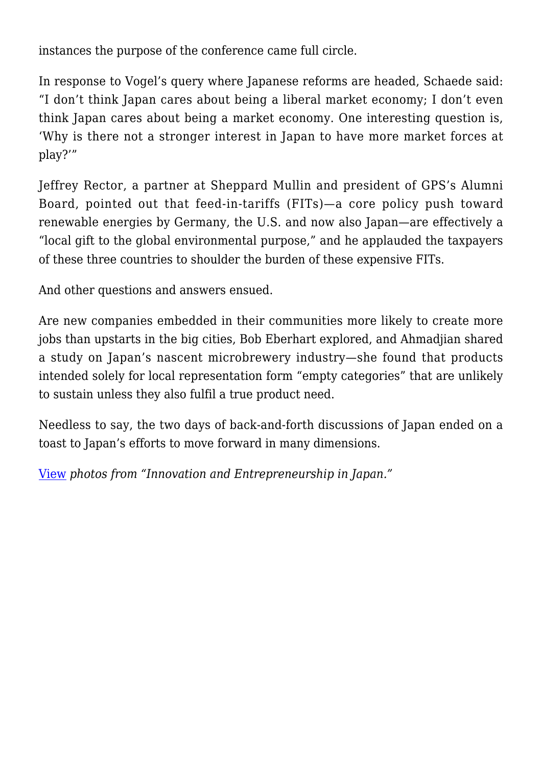instances the purpose of the conference came full circle.

In response to Vogel's query where Japanese reforms are headed, Schaede said: "I don't think Japan cares about being a liberal market economy; I don't even think Japan cares about being a market economy. One interesting question is, 'Why is there not a stronger interest in Japan to have more market forces at play?'"

Jeffrey Rector, a partner at Sheppard Mullin and president of GPS's Alumni Board, pointed out that feed-in-tariffs (FITs)—a core policy push toward renewable energies by Germany, the U.S. and now also Japan—are effectively a "local gift to the global environmental purpose," and he applauded the taxpayers of these three countries to shoulder the burden of these expensive FITs.

And other questions and answers ensued.

Are new companies embedded in their communities more likely to create more jobs than upstarts in the big cities, Bob Eberhart explored, and Ahmadjian shared a study on Japan's nascent microbrewery industry—she found that products intended solely for local representation form "empty categories" that are unlikely to sustain unless they also fulfil a true product need.

Needless to say, the two days of back-and-forth discussions of Japan ended on a toast to Japan's efforts to move forward in many dimensions.

View *photos from "Innovation and Entrepreneurship in Japan."*